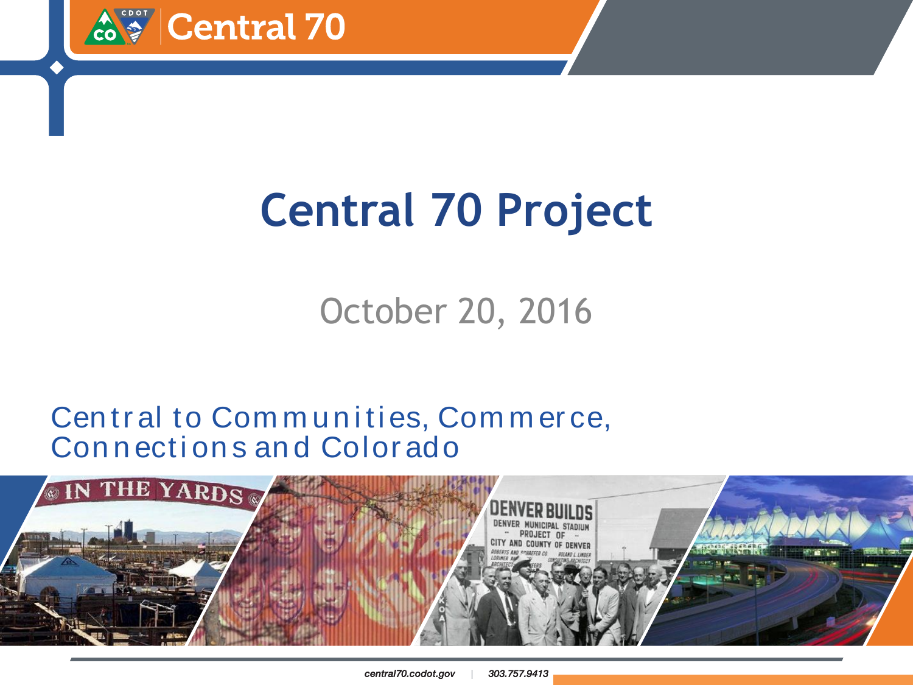# Central 70 Project

October 20, 2016

Central to Communities, Commerce, Connections and Colorado

central70.codot.gov | 303.757.9413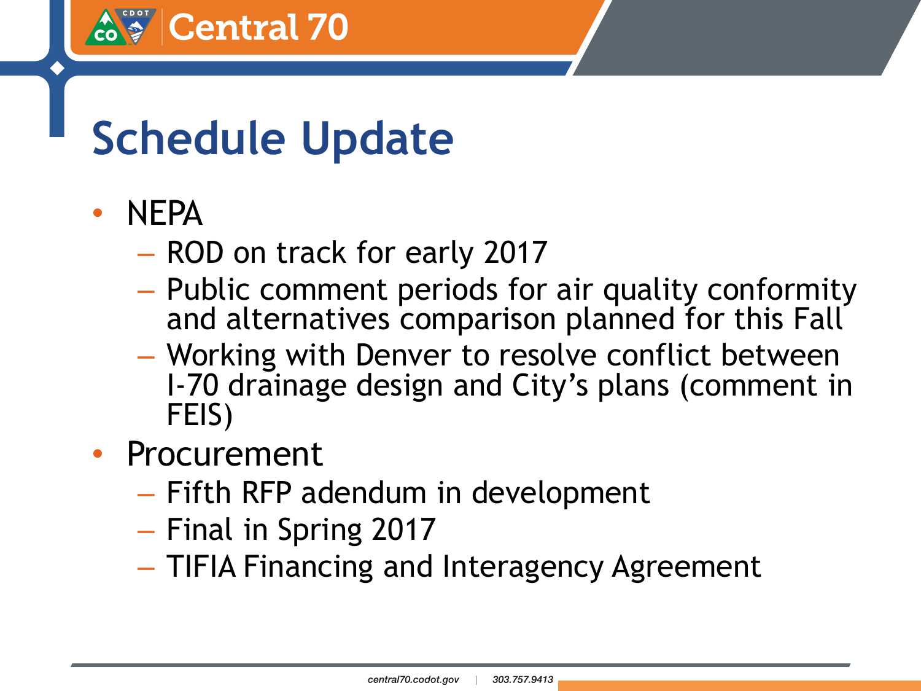# Schedule Update

- NEPA
  - ROD on track for early 2017
  - Public comment periods for air quality conformity and alternatives comparison planned for this Fall
  - Working with Denver to resolve conflict between I-70 drainage design and City's plans (comment in FEIS)
- Procurement
  - Fifth RFP adendum in development
  - Final in Spring 2017
  - TIFIA Financing and Interagency Agreement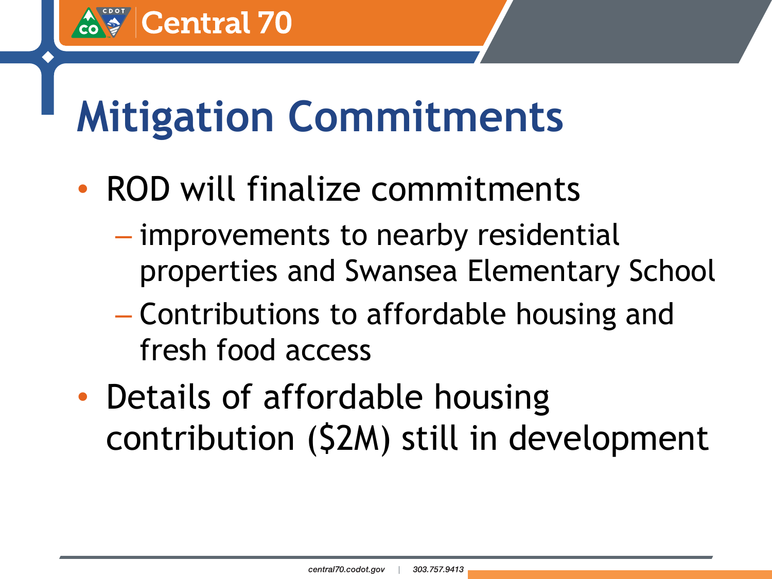# Mitigation Commitments

- ROD will finalize commitments
  - improvements to nearby residential properties and Swansea Elementary School
  - Contributions to affordable housing and fresh food access
- Details of affordable housing contribution ($2M) still in development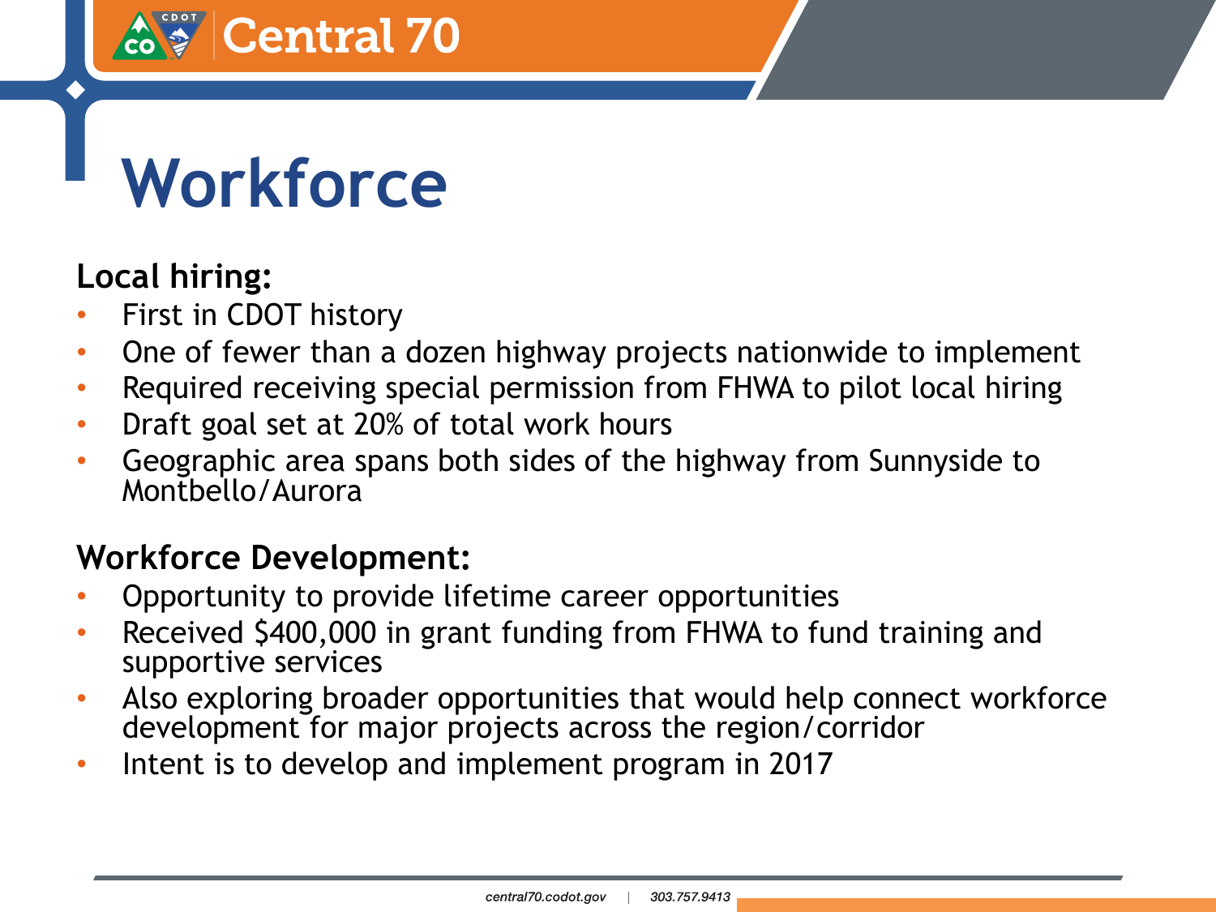# Workforce

**Local hiring:**

- First in CDOT history
- One of fewer than a dozen highway projects nationwide to implement
- Required receiving special permission from FHWA to pilot local hiring
- Draft goal set at 20% of total work hours
- Geographic area spans both sides of the highway from Sunnyside to Montbello/Aurora

**Workforce Development:**

- Opportunity to provide lifetime career opportunities
- Received $400,000 in grant funding from FHWA to fund training and supportive services
- Also exploring broader opportunities that would help connect workforce development for major projects across the region/corridor
- Intent is to develop and implement program in 2017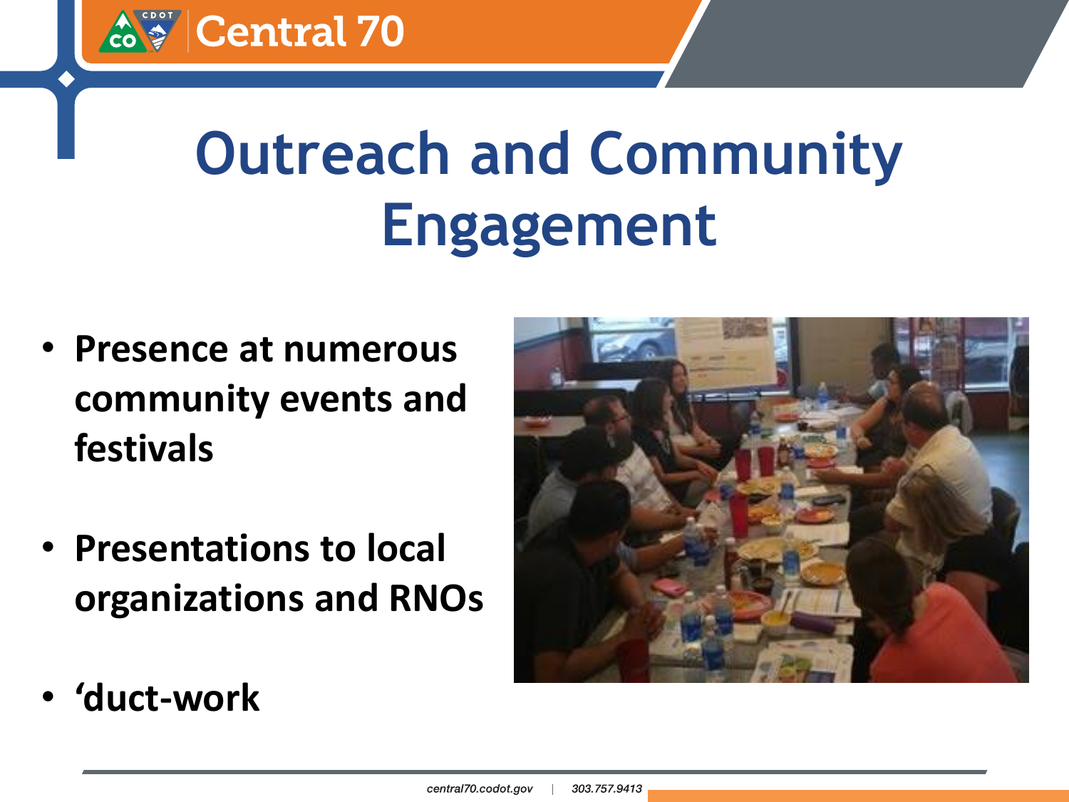# Outreach and Community Engagement

- Presence at numerous community events and festivals
- Presentations to local organizations and RNOs
- 'duct-work